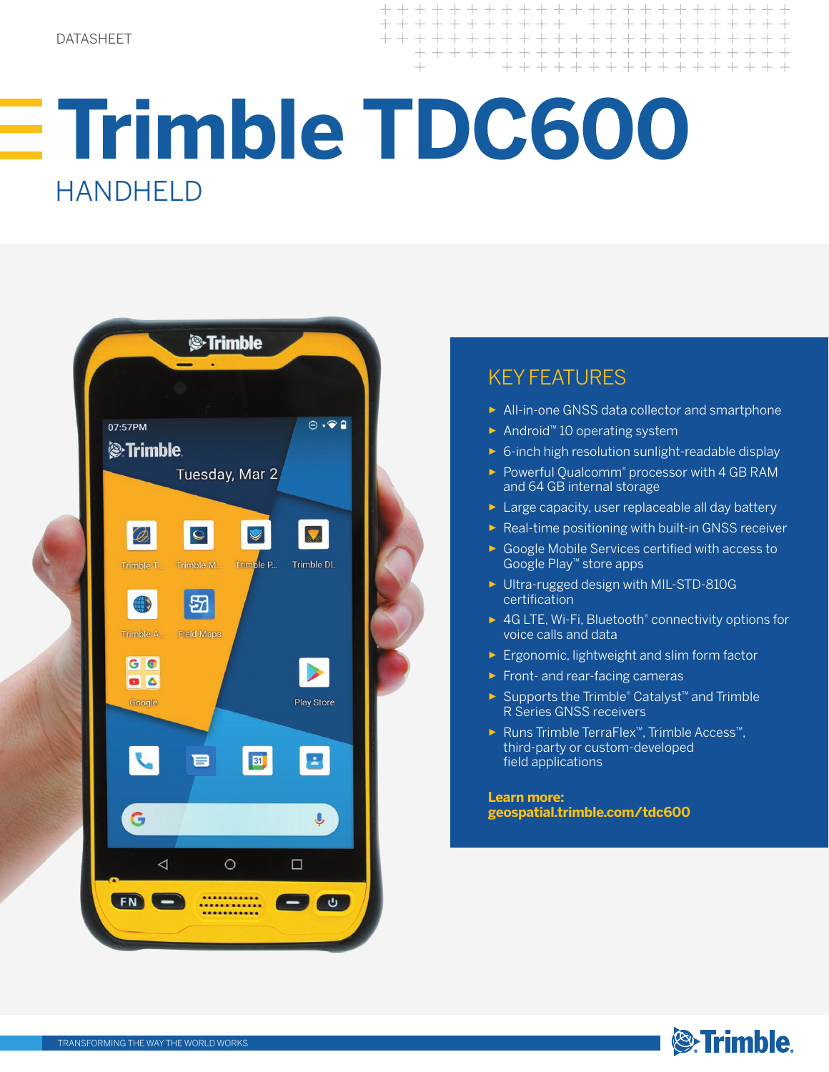DATASHEET

# Trimble TDC600

## HANDHELD

## KEY FEATURES

- All-in-one GNSS data collector and smartphone
- Android™ 10 operating system
- 6-inch high resolution sunlight-readable display
- Powerful Qualcomm® processor with 4 GB RAM and 64 GB internal storage
- Large capacity, user replaceable all day battery
- Real-time positioning with built-in GNSS receiver
- Google Mobile Services certified with access to Google Play™ store apps
- Ultra-rugged design with MIL-STD-810G certification
- 4G LTE, Wi-Fi, Bluetooth® connectivity options for voice calls and data
- Ergonomic, lightweight and slim form factor
- Front- and rear-facing cameras
- Supports the Trimble® Catalyst™ and Trimble R Series GNSS receivers
- Runs Trimble TerraFlex™, Trimble Access™, third-party or custom-developed field applications

**Learn more:**
**geospatial.trimble.com/tdc600**

TRANSFORMING THE WAY THE WORLD WORKS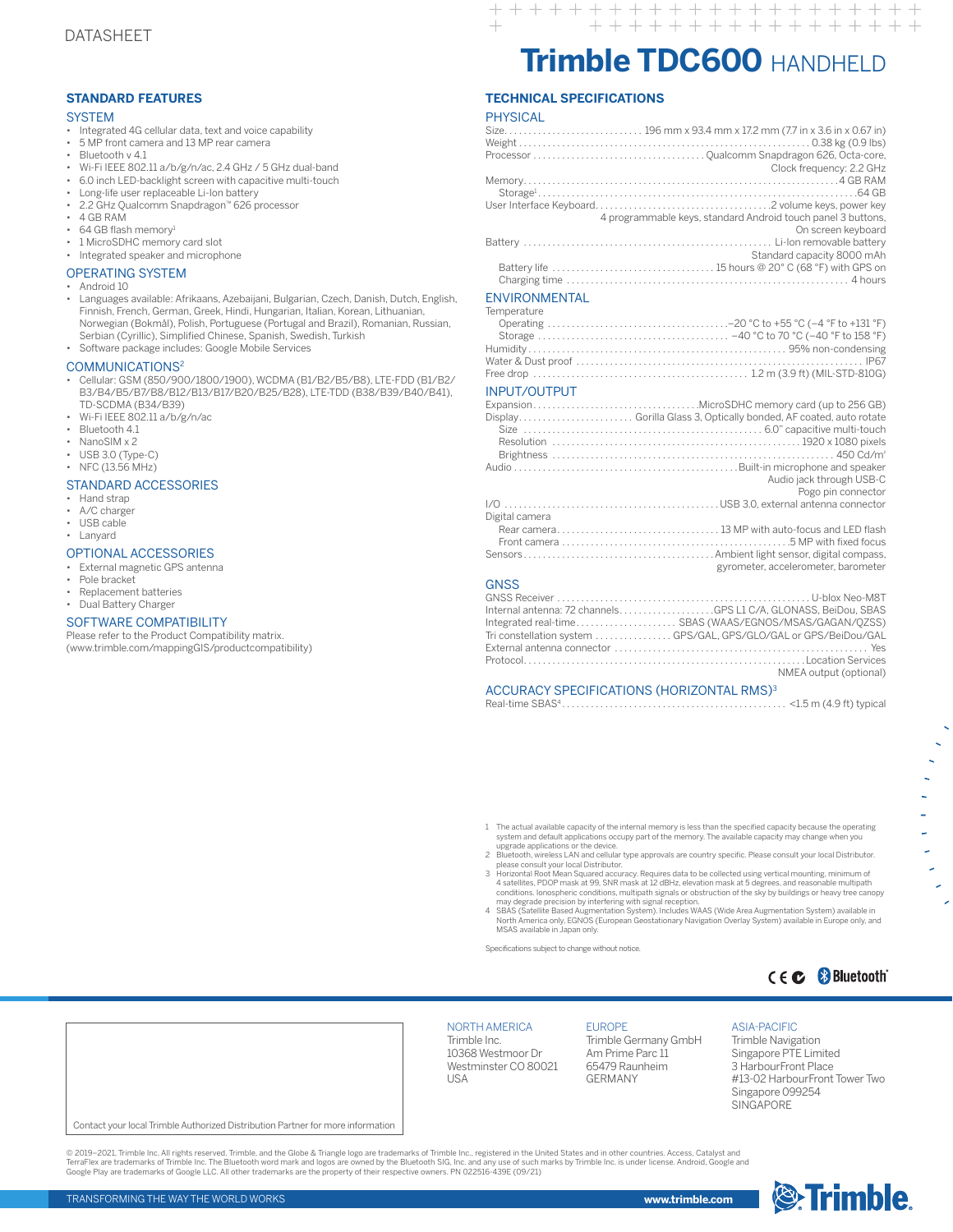DATASHEET

# Trimble TDC600 HANDHELD

## STANDARD FEATURES

### SYSTEM

- Integrated 4G cellular data, text and voice capability
- 5 MP front camera and 13 MP rear camera
- Bluetooth v 4.1
- Wi-Fi IEEE 802.11 a/b/g/n/ac, 2.4 GHz / 5 GHz dual-band
- 6.0 inch LED-backlight screen with capacitive multi-touch
- Long-life user replaceable Li-Ion battery
- 2.2 GHz Qualcomm Snapdragon™ 626 processor
- 4 GB RAM
- 64 GB flash memory[1]
- 1 MicroSDHC memory card slot
- Integrated speaker and microphone

### OPERATING SYSTEM

- Android 10
- Languages available: Afrikaans, Azebaijani, Bulgarian, Czech, Danish, Dutch, English, Finnish, French, German, Greek, Hindi, Hungarian, Italian, Korean, Lithuanian, Norwegian (Bokmål), Polish, Portuguese (Portugal and Brazil), Romanian, Russian, Serbian (Cyrillic), Simplified Chinese, Spanish, Swedish, Turkish
- Software package includes: Google Mobile Services

### COMMUNICATIONS[2]

- Cellular: GSM (850/900/1800/1900), WCDMA (B1/B2/B5/B8), LTE-FDD (B1/B2/B3/B4/B5/B7/B8/B12/B13/B17/B20/B25/B28), LTE-TDD (B38/B39/B40/B41), TD-SCDMA (B34/B39)
- Wi-Fi IEEE 802.11 a/b/g/n/ac
- Bluetooth 4.1
- NanoSIM x 2
- USB 3.0 (Type-C)
- NFC (13.56 MHz)

### STANDARD ACCESSORIES

- Hand strap
- A/C charger
- USB cable
- Lanyard

### OPTIONAL ACCESSORIES

- External magnetic GPS antenna
- Pole bracket
- Replacement batteries
- Dual Battery Charger

### SOFTWARE COMPATIBILITY

Please refer to the Product Compatibility matrix.
(www.trimble.com/mappingGIS/productcompatibility)

## TECHNICAL SPECIFICATIONS

### PHYSICAL

Size . . . . . 196 mm x 93.4 mm x 17.2 mm (7.7 in x 3.6 in x 0.67 in)
Weight . . . . . 0.38 kg (0.9 lbs)
Processor . . . . . Qualcomm Snapdragon 626, Octa-core, Clock frequency: 2.2 GHz
Memory . . . . . 4 GB RAM
Storage[1] . . . . . 64 GB
User Interface Keyboard . . . . . 2 volume keys, power key
4 programmable keys, standard Android touch panel 3 buttons,
On screen keyboard
Battery . . . . . Li-Ion removable battery
Standard capacity 8000 mAh
Battery life . . . . . 15 hours @ 20° C (68 °F) with GPS on
Charging time . . . . . 4 hours

### ENVIRONMENTAL

Temperature
Operating . . . . . –20 °C to +55 °C (–4 °F to +131 °F)
Storage . . . . . –40 °C to 70 °C (–40 °F to 158 °F)
Humidity . . . . . 95% non-condensing
Water & Dust proof . . . . . IP67
Free drop . . . . . 1.2 m (3.9 ft) (MIL-STD-810G)

### INPUT/OUTPUT

Expansion . . . . . MicroSDHC memory card (up to 256 GB)
Display . . . . . Gorilla Glass 3, Optically bonded, AF coated, auto rotate
Size . . . . . 6.0" capacitive multi-touch
Resolution . . . . . 1920 x 1080 pixels
Brightness . . . . . 450 Cd/m²
Audio . . . . . Built-in microphone and speaker
Audio jack through USB-C
Pogo pin connector
I/O . . . . . USB 3.0, external antenna connector
Digital camera
Rear camera . . . . . 13 MP with auto-focus and LED flash
Front camera . . . . . 5 MP with fixed focus
Sensors . . . . . Ambient light sensor, digital compass, gyrometer, accelerometer, barometer

### GNSS

GNSS Receiver . . . . . U-blox Neo-M8T
Internal antenna: 72 channels . . . . . GPS L1 C/A, GLONASS, BeiDou, SBAS
Integrated real-time . . . . . SBAS (WAAS/EGNOS/MSAS/GAGAN/QZSS)
Tri constellation system . . . . . GPS/GAL, GPS/GLO/GAL or GPS/BeiDou/GAL
External antenna connector . . . . . Yes
Protocol . . . . . Location Services
NMEA output (optional)

### ACCURACY SPECIFICATIONS (HORIZONTAL RMS)[3]

Real-time SBAS[4] . . . . . <1.5 m (4.9 ft) typical

1 The actual available capacity of the internal memory is less than the specified capacity because the operating system and default applications occupy part of the memory. The available capacity may change when you upgrade applications or the device.
2 Bluetooth, wireless LAN and cellular type approvals are country specific. Please consult your local Distributor. please consult your local Distributor.
3 Horizontal Root Mean Squared accuracy. Requires data to be collected using vertical mounting, minimum of 4 satellites, PDOP mask at 99, SNR mask at 12 dBHz, elevation mask at 5 degrees, and reasonable multipath conditions. Ionospheric conditions, multipath signals or obstruction of the sky by buildings or heavy tree canopy may degrade precision by interfering with signal reception.
4 SBAS (Satellite Based Augmentation System). Includes WAAS (Wide Area Augmentation System) available in North America only, EGNOS (European Geostationary Navigation Overlay System) available in Europe only, and MSAS available in Japan only.

Specifications subject to change without notice.

Contact your local Trimble Authorized Distribution Partner for more information

**NORTH AMERICA**
Trimble Inc.
10368 Westmoor Dr
Westminster CO 80021
USA

**EUROPE**
Trimble Germany GmbH
Am Prime Parc 11
65479 Raunheim
GERMANY

**ASIA-PACIFIC**
Trimble Navigation
Singapore PTE Limited
3 HarbourFront Place
#13-02 HarbourFront Tower Two
Singapore 099254
SINGAPORE

© 2019–2021, Trimble Inc. All rights reserved. Trimble, and the Globe & Triangle logo are trademarks of Trimble Inc., registered in the United States and in other countries. Access, Catalyst and TerraFlex are trademarks of Trimble Inc. The Bluetooth word mark and logos are owned by the Bluetooth SIG, Inc. and any use of such marks by Trimble Inc. is under license. Android, Google and Google Play are trademarks of Google LLC. All other trademarks are the property of their respective owners. PN 022516-439E (09/21)

TRANSFORMING THE WAY THE WORLD WORKS www.trimble.com